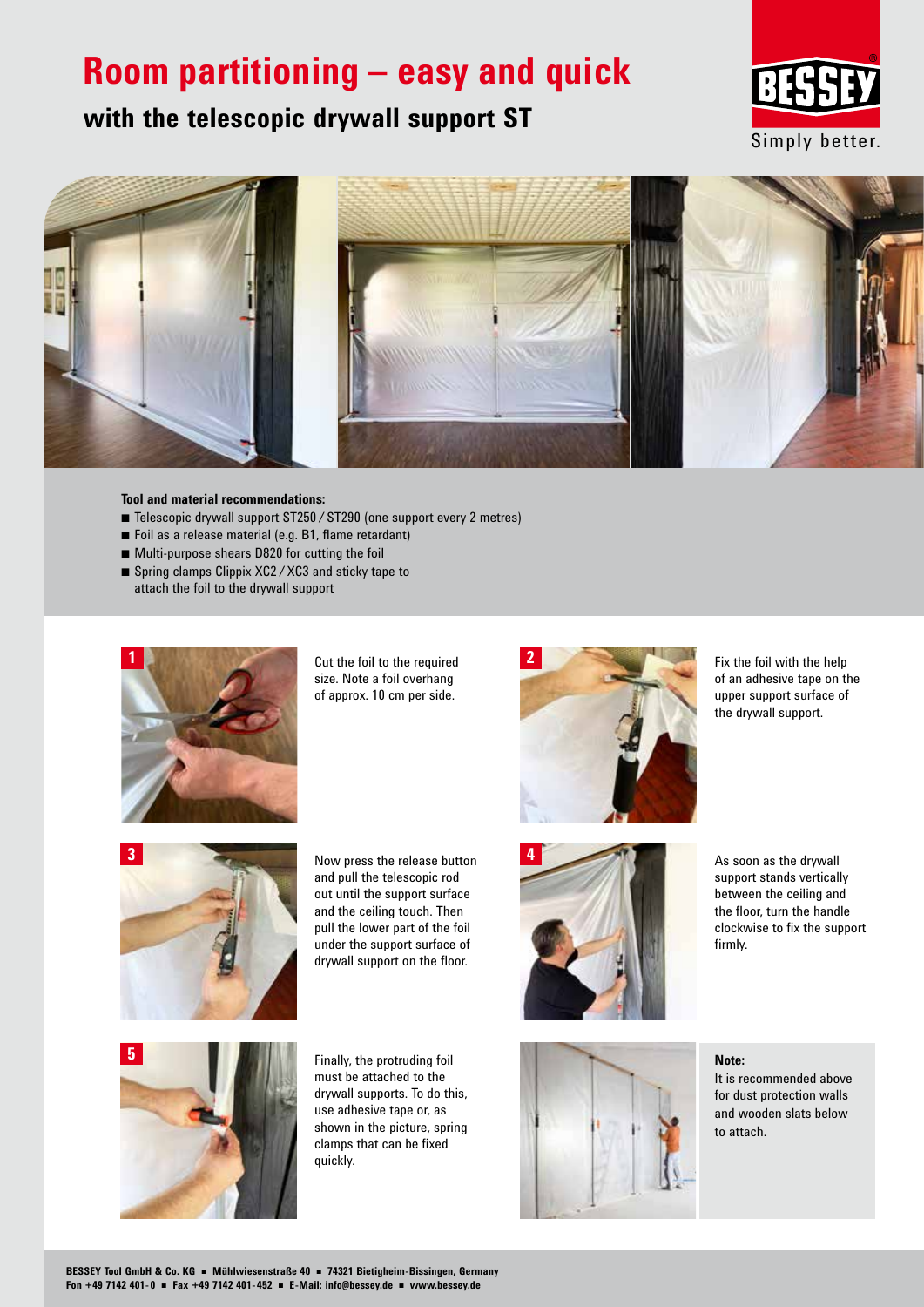# Room partitioning – easy and quick

## with the telescopic drywall support ST

BESSEY

Simply better.

**Tool and material recommendations:**

- Telescopic drywall support ST250 / ST290 (one support every 2 metres)
- Foil as a release material (e.g. B1, flame retardant)
- Multi-purpose shears D820 for cutting the foil
- Spring clamps Clippix XC2 / XC3 and sticky tape to attach the foil to the drywall support

**1** Cut the foil to the required size. Note a foil overhang of approx. 10 cm per side.

**2** Fix the foil with the help of an adhesive tape on the upper support surface of the drywall support.

**3** Now press the release button and pull the telescopic rod out until the support surface and the ceiling touch. Then pull the lower part of the foil under the support surface of drywall support on the floor.

**4** As soon as the drywall support stands vertically between the ceiling and the floor, turn the handle clockwise to fix the support firmly.

**5** Finally, the protruding foil must be attached to the drywall supports. To do this, use adhesive tape or, as shown in the picture, spring clamps that can be fixed quickly.

**Note:**
It is recommended above for dust protection walls and wooden slats below to attach.

BESSEY Tool GmbH & Co. KG ■ Mühlwiesenstraße 40 ■ 74321 Bietigheim-Bissingen, Germany
Fon +49 7142 401-0 ■ Fax +49 7142 401-452 ■ E-Mail: info@bessey.de ■ www.bessey.de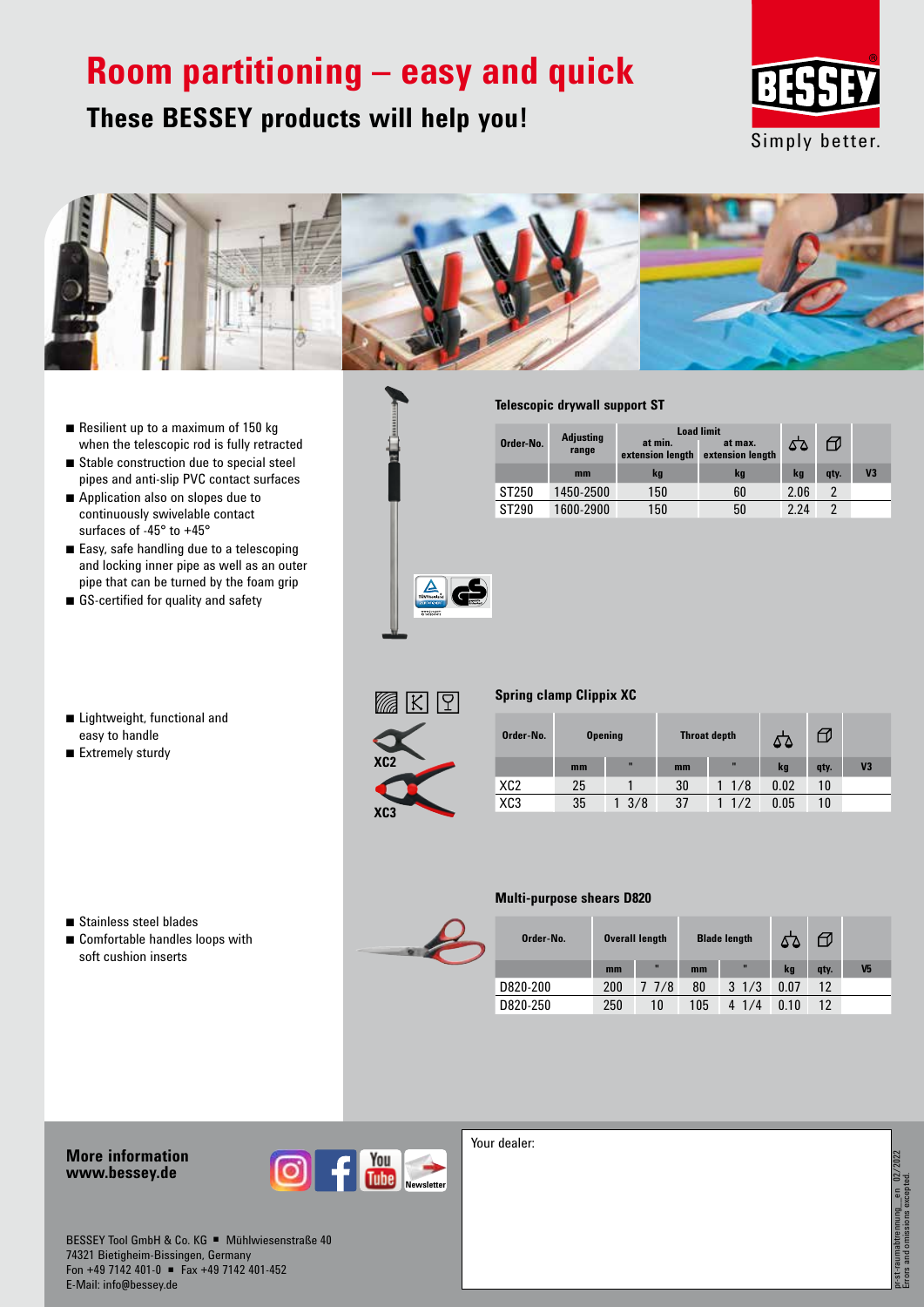# Room partitioning – easy and quick

## These BESSEY products will help you!

BESSEY

Simply better.

- Resilient up to a maximum of 150 kg when the telescopic rod is fully retracted
- Stable construction due to special steel pipes and anti-slip PVC contact surfaces
- Application also on slopes due to continuously swivelable contact surfaces of -45° to +45°
- Easy, safe handling due to a telescoping and locking inner pipe as well as an outer pipe that can be turned by the foam grip
- GS-certified for quality and safety

### Telescopic drywall support ST

| Order-No. | Adjusting range | Load limit at min. extension length | Load limit at max. extension length | | | |
|---|---|---|---|---|---|---|
| | mm | kg | kg | kg | qty. | V3 |
| ST250 | 1450-2500 | 150 | 60 | 2.06 | 2 | |
| ST290 | 1600-2900 | 150 | 50 | 2.24 | 2 | |

- Lightweight, functional and easy to handle
- Extremely sturdy

### Spring clamp Clippix XC

XC2

XC3

| Order-No. | Opening | | Throat depth | | | | |
|---|---|---|---|---|---|---|---|
| | mm | " | mm | " | kg | qty. | V3 |
| XC2 | 25 | 1 | 30 | 1 1/8 | 0.02 | 10 | |
| XC3 | 35 | 1 3/8 | 37 | 1 1/2 | 0.05 | 10 | |

- Stainless steel blades
- Comfortable handles loops with soft cushion inserts

### Multi-purpose shears D820

| Order-No. | Overall length | | Blade length | | | | |
|---|---|---|---|---|---|---|---|
| | mm | " | mm | " | kg | qty. | V5 |
| D820-200 | 200 | 7 7/8 | 80 | 3 1/3 | 0.07 | 12 | |
| D820-250 | 250 | 10 | 105 | 4 1/4 | 0.10 | 12 | |

**More information**
**www.bessey.de**

Newsletter

BESSEY Tool GmbH & Co. KG ■ Mühlwiesenstraße 40
74321 Bietigheim-Bissingen, Germany
Fon +49 7142 401-0 ■ Fax +49 7142 401-452
E-Mail: info@bessey.de

Your dealer:

pr-st-raumabtrennung__en 02/2022
Errors and omissions excepted.